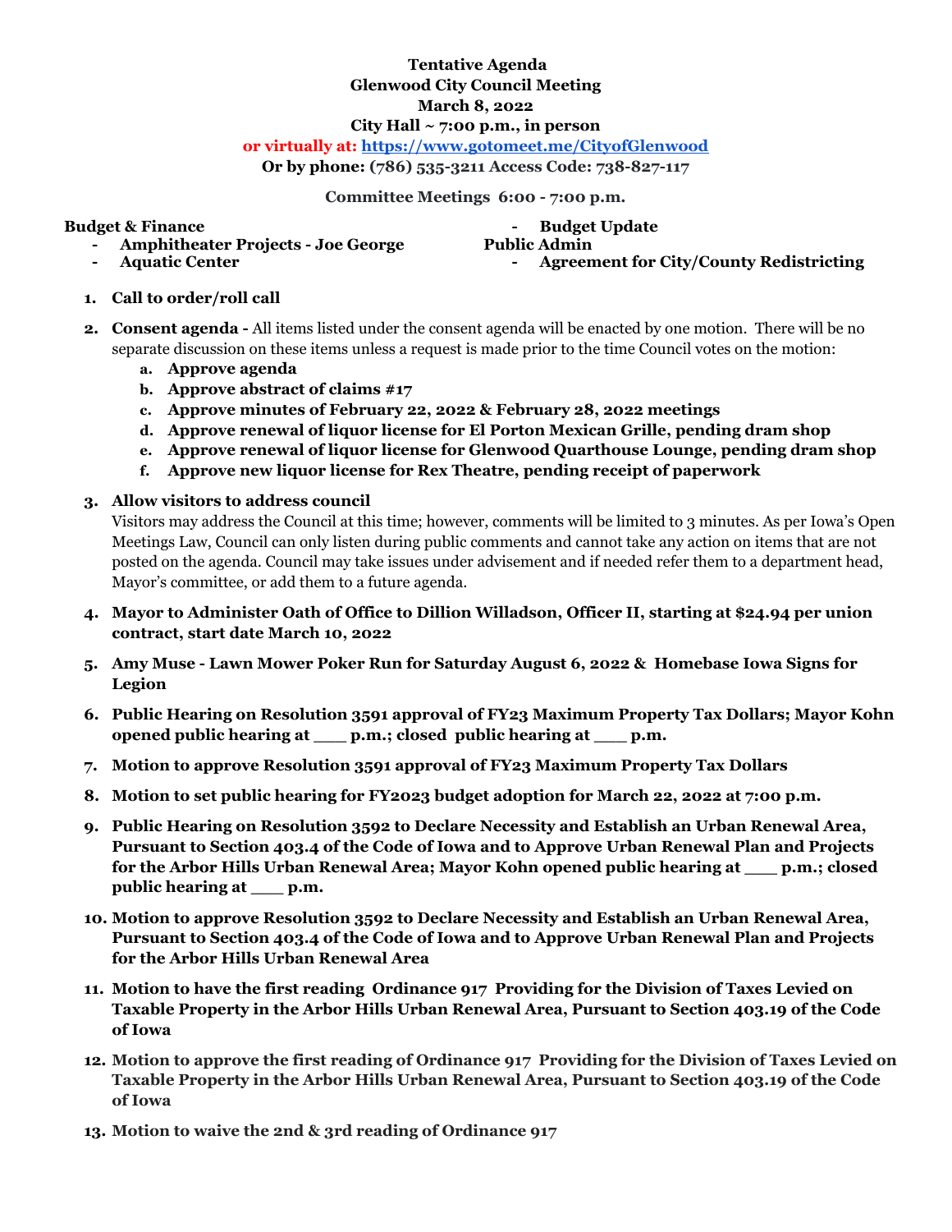**Tentative Agenda**
**Glenwood City Council Meeting**
**March 8, 2022**
**City Hall ~ 7:00 p.m., in person**
**or virtually at: https://www.gotomeet.me/CityofGlenwood**
**Or by phone: (786) 535-3211 Access Code: 738-827-117**

**Committee Meetings 6:00 - 7:00 p.m.**

**Budget & Finance**

- **Amphitheater Projects - Joe George**
- **Aquatic Center**
- **Budget Update**

**Public Admin**

- **Agreement for City/County Redistricting**

1. **Call to order/roll call**
2. **Consent agenda -** All items listed under the consent agenda will be enacted by one motion. There will be no separate discussion on these items unless a request is made prior to the time Council votes on the motion:
   a. **Approve agenda**
   b. **Approve abstract of claims #17**
   c. **Approve minutes of February 22, 2022 & February 28, 2022 meetings**
   d. **Approve renewal of liquor license for El Porton Mexican Grille, pending dram shop**
   e. **Approve renewal of liquor license for Glenwood Quarthouse Lounge, pending dram shop**
   f. **Approve new liquor license for Rex Theatre, pending receipt of paperwork**
3. **Allow visitors to address council**
   Visitors may address the Council at this time; however, comments will be limited to 3 minutes. As per Iowa's Open Meetings Law, Council can only listen during public comments and cannot take any action on items that are not posted on the agenda. Council may take issues under advisement and if needed refer them to a department head, Mayor's committee, or add them to a future agenda.
4. **Mayor to Administer Oath of Office to Dillion Willadson, Officer II, starting at $24.94 per union contract, start date March 10, 2022**
5. **Amy Muse - Lawn Mower Poker Run for Saturday August 6, 2022 & Homebase Iowa Signs for Legion**
6. **Public Hearing on Resolution 3591 approval of FY23 Maximum Property Tax Dollars; Mayor Kohn opened public hearing at ___ p.m.; closed public hearing at ___ p.m.**
7. **Motion to approve Resolution 3591 approval of FY23 Maximum Property Tax Dollars**
8. **Motion to set public hearing for FY2023 budget adoption for March 22, 2022 at 7:00 p.m.**
9. **Public Hearing on Resolution 3592 to Declare Necessity and Establish an Urban Renewal Area, Pursuant to Section 403.4 of the Code of Iowa and to Approve Urban Renewal Plan and Projects for the Arbor Hills Urban Renewal Area; Mayor Kohn opened public hearing at ___ p.m.; closed public hearing at ___ p.m.**
10. **Motion to approve Resolution 3592 to Declare Necessity and Establish an Urban Renewal Area, Pursuant to Section 403.4 of the Code of Iowa and to Approve Urban Renewal Plan and Projects for the Arbor Hills Urban Renewal Area**
11. **Motion to have the first reading Ordinance 917 Providing for the Division of Taxes Levied on Taxable Property in the Arbor Hills Urban Renewal Area, Pursuant to Section 403.19 of the Code of Iowa**
12. **Motion to approve the first reading of Ordinance 917 Providing for the Division of Taxes Levied on Taxable Property in the Arbor Hills Urban Renewal Area, Pursuant to Section 403.19 of the Code of Iowa**
13. **Motion to waive the 2nd & 3rd reading of Ordinance 917**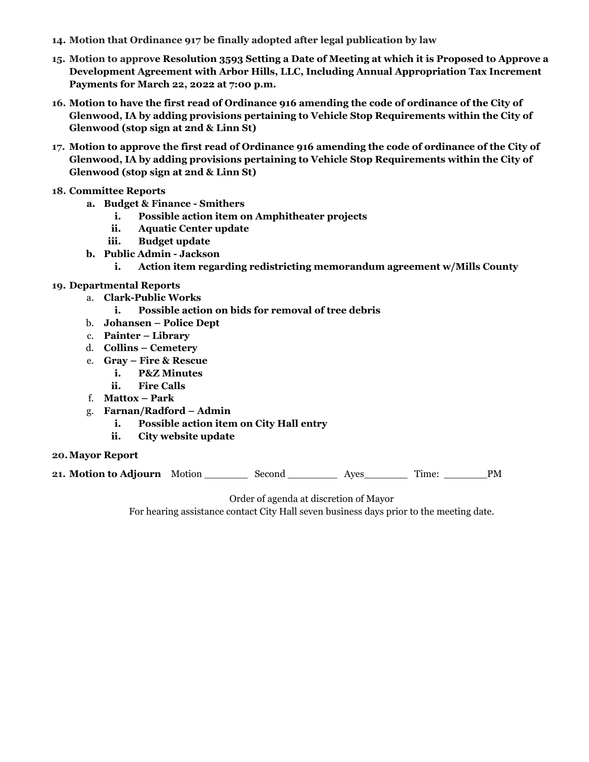14. **Motion that Ordinance 917 be finally adopted after legal publication by law**
15. **Motion to approve Resolution 3593 Setting a Date of Meeting at which it is Proposed to Approve a Development Agreement with Arbor Hills, LLC, Including Annual Appropriation Tax Increment Payments for March 22, 2022 at 7:00 p.m.**
16. **Motion to have the first read of Ordinance 916 amending the code of ordinance of the City of Glenwood, IA by adding provisions pertaining to Vehicle Stop Requirements within the City of Glenwood (stop sign at 2nd & Linn St)**
17. **Motion to approve the first read of Ordinance 916 amending the code of ordinance of the City of Glenwood, IA by adding provisions pertaining to Vehicle Stop Requirements within the City of Glenwood (stop sign at 2nd & Linn St)**
18. **Committee Reports**
    a. **Budget & Finance - Smithers**
        i. **Possible action item on Amphitheater projects**
        ii. **Aquatic Center update**
        iii. **Budget update**
    b. **Public Admin - Jackson**
        i. **Action item regarding redistricting memorandum agreement w/Mills County**
19. **Departmental Reports**
    a. **Clark-Public Works**
        i. **Possible action on bids for removal of tree debris**
    b. **Johansen – Police Dept**
    c. **Painter – Library**
    d. **Collins – Cemetery**
    e. **Gray – Fire & Rescue**
        i. **P&Z Minutes**
        ii. **Fire Calls**
    f. **Mattox – Park**
    g. **Farnan/Radford – Admin**
        i. **Possible action item on City Hall entry**
        ii. **City website update**
20. **Mayor Report**
21. **Motion to Adjourn** Motion _______ Second ________ Ayes_______ Time: _______PM

Order of agenda at discretion of Mayor

For hearing assistance contact City Hall seven business days prior to the meeting date.